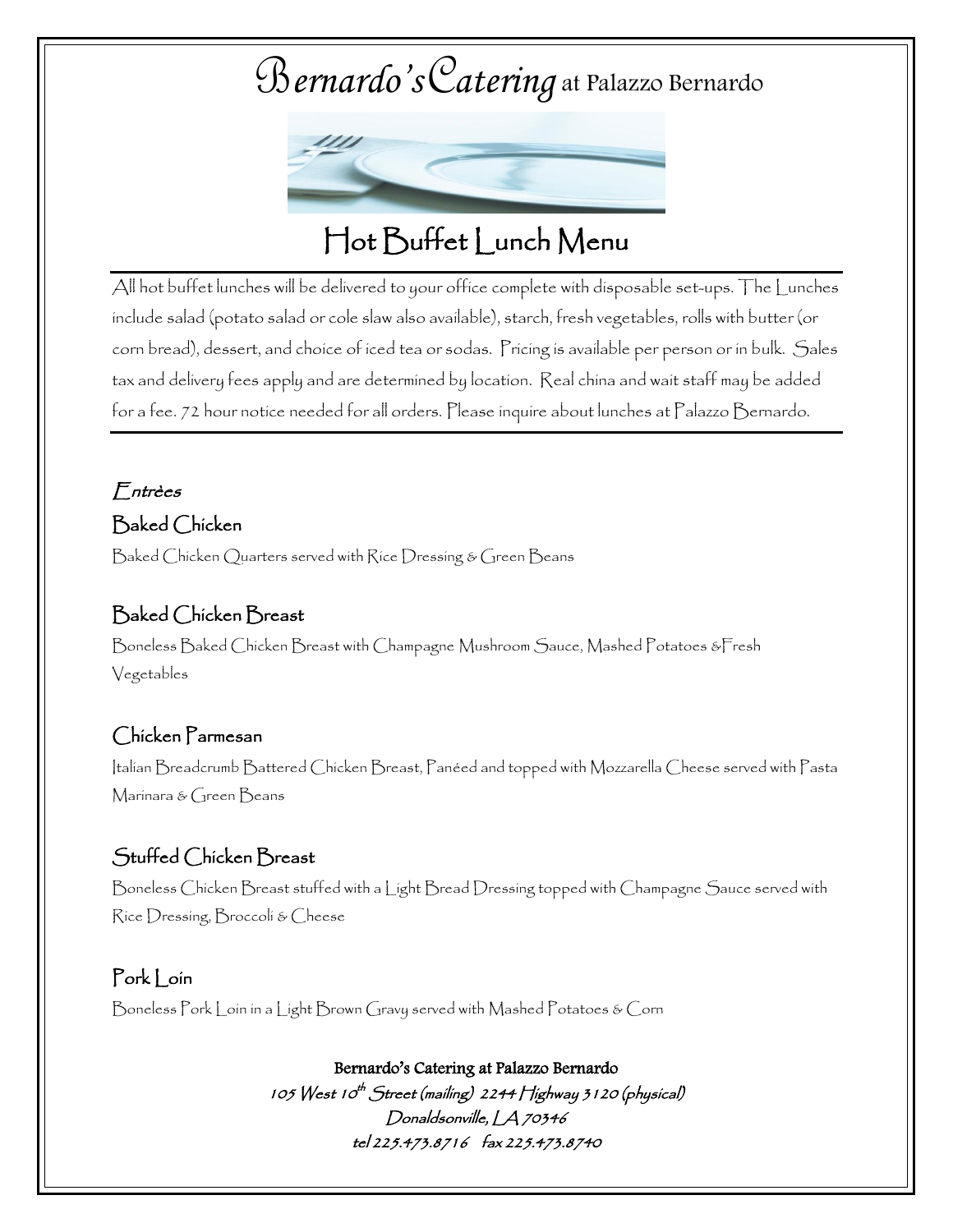# Bernardo's Catering at Palazzo Bernardo

## Hot Buffet Lunch Menu

All hot buffet lunches will be delivered to your office complete with disposable set-ups. The Lunches include salad (potato salad or cole slaw also available), starch, fresh vegetables, rolls with butter (or corn bread), dessert, and choice of iced tea or sodas. Pricing is available per person or in bulk. Sales tax and delivery fees apply and are determined by location. Real china and wait staff may be added for a fee. 72 hour notice needed for all orders. Please inquire about lunches at Palazzo Bernardo.

---

*Entrèes*

### Baked Chicken

Baked Chicken Quarters served with Rice Dressing & Green Beans

### Baked Chicken Breast

Boneless Baked Chicken Breast with Champagne Mushroom Sauce, Mashed Potatoes &Fresh Vegetables

### Chicken Parmesan

Italian Breadcrumb Battered Chicken Breast, Panéed and topped with Mozzarella Cheese served with Pasta Marinara & Green Beans

### Stuffed Chicken Breast

Boneless Chicken Breast stuffed with a Light Bread Dressing topped with Champagne Sauce served with Rice Dressing, Broccoli & Cheese

### Pork Loin

Boneless Pork Loin in a Light Brown Gravy served with Mashed Potatoes & Corn

**Bernardo's Catering at Palazzo Bernardo**
*105 West 10th Street (mailing) 2244 Highway 3120 (physical)*
*Donaldsonville, LA 70346*
*tel 225.473.8716 fax 225.473.8740*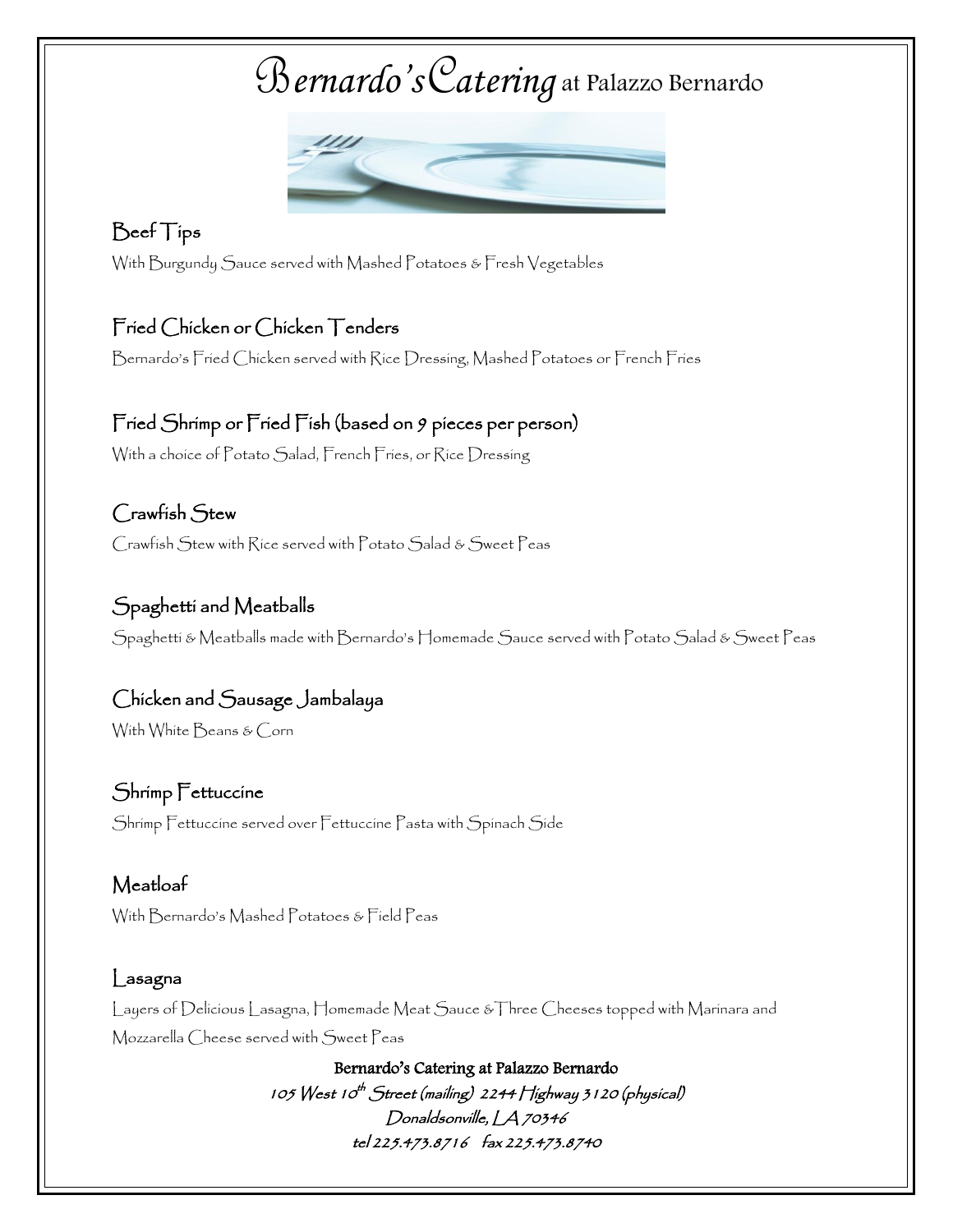# Bernardo's Catering at Palazzo Bernardo

## Beef Tips

With Burgundy Sauce served with Mashed Potatoes & Fresh Vegetables

## Fried Chicken or Chicken Tenders

Bernardo's Fried Chicken served with Rice Dressing, Mashed Potatoes or French Fries

## Fried Shrimp or Fried Fish (based on 9 pieces per person)

With a choice of Potato Salad, French Fries, or Rice Dressing

## Crawfish Stew

Crawfish Stew with Rice served with Potato Salad & Sweet Peas

## Spaghetti and Meatballs

Spaghetti & Meatballs made with Bernardo's Homemade Sauce served with Potato Salad & Sweet Peas

## Chicken and Sausage Jambalaya

With White Beans & Corn

## Shrimp Fettuccine

Shrimp Fettuccine served over Fettuccine Pasta with Spinach Side

## Meatloaf

With Bernardo's Mashed Potatoes & Field Peas

## Lasagna

Layers of Delicious Lasagna, Homemade Meat Sauce &Three Cheeses topped with Marinara and Mozzarella Cheese served with Sweet Peas

**Bernardo's Catering at Palazzo Bernardo**
*105 West 10th Street (mailing) 2244 Highway 3120 (physical)*
*Donaldsonville, LA 70346*
*tel 225.473.8716 fax 225.473.8740*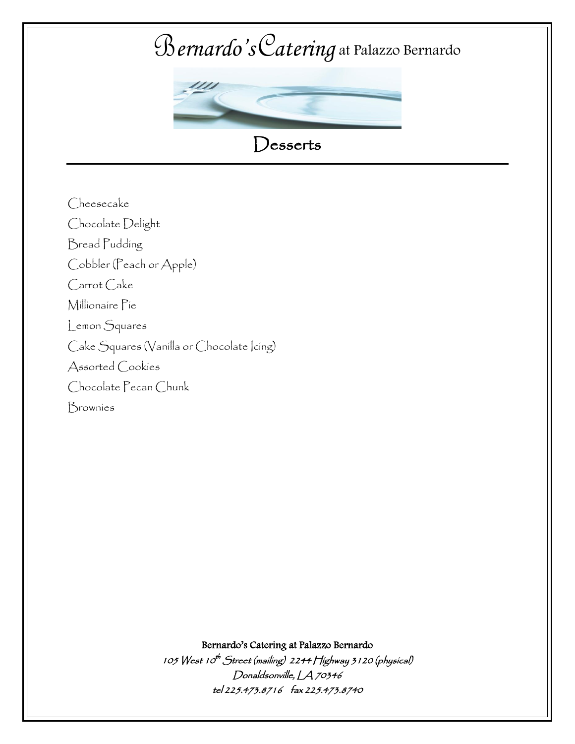# Bernardo's Catering at Palazzo Bernardo

## Desserts

Cheesecake

Chocolate Delight

Bread Pudding

Cobbler (Peach or Apple)

Carrot Cake

Millionaire Pie

Lemon Squares

Cake Squares (Vanilla or Chocolate Icing)

Assorted Cookies

Chocolate Pecan Chunk

Brownies

**Bernardo's Catering at Palazzo Bernardo**

*105 West 10th Street (mailing) 2244 Highway 3120 (physical)*

*Donaldsonville, LA 70346*

*tel 225.473.8716 fax 225.473.8740*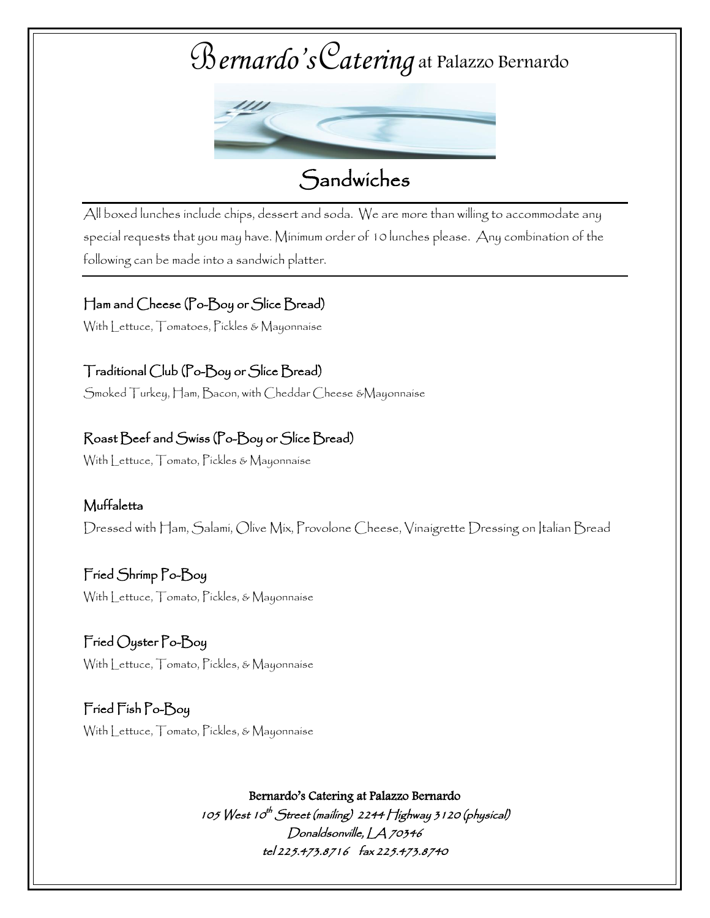# Bernardo's Catering at Palazzo Bernardo

## Sandwiches

All boxed lunches include chips, dessert and soda. We are more than willing to accommodate any special requests that you may have. Minimum order of 10 lunches please. Any combination of the following can be made into a sandwich platter.

### Ham and Cheese (Po-Boy or Slice Bread)

With Lettuce, Tomatoes, Pickles & Mayonnaise

### Traditional Club (Po-Boy or Slice Bread)

Smoked Turkey, Ham, Bacon, with Cheddar Cheese &Mayonnaise

### Roast Beef and Swiss (Po-Boy or Slice Bread)

With Lettuce, Tomato, Pickles & Mayonnaise

### Muffaletta

Dressed with Ham, Salami, Olive Mix, Provolone Cheese, Vinaigrette Dressing on Italian Bread

### Fried Shrimp Po-Boy

With Lettuce, Tomato, Pickles, & Mayonnaise

### Fried Oyster Po-Boy

With Lettuce, Tomato, Pickles, & Mayonnaise

### Fried Fish Po-Boy

With Lettuce, Tomato, Pickles, & Mayonnaise

**Bernardo's Catering at Palazzo Bernardo**

*105 West 10th Street (mailing) 2244 Highway 3120 (physical)*

*Donaldsonville, LA 70346*

*tel 225.473.8716 fax 225.473.8740*